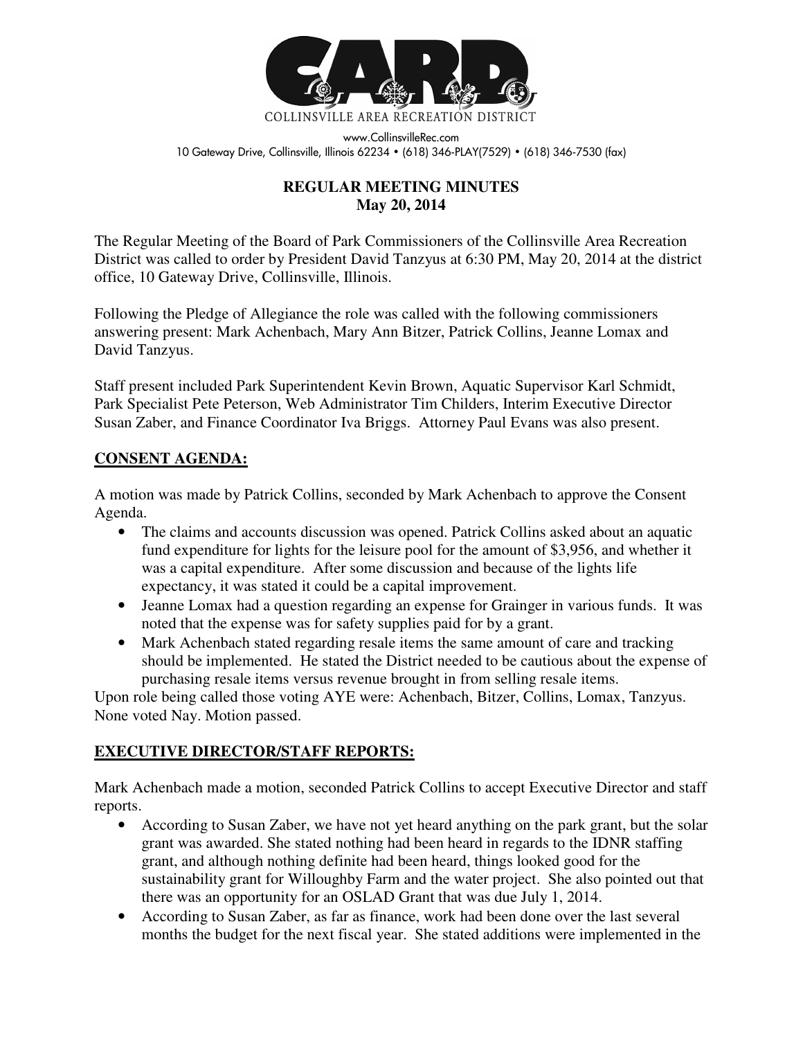COLLINSVILLE AREA RECREATION DISTRICT

www.CollinsvilleRec.com
10 Gateway Drive, Collinsville, Illinois 62234 • (618) 346-PLAY(7529) • (618) 346-7530 (fax)

# REGULAR MEETING MINUTES
## May 20, 2014

The Regular Meeting of the Board of Park Commissioners of the Collinsville Area Recreation District was called to order by President David Tanzyus at 6:30 PM, May 20, 2014 at the district office, 10 Gateway Drive, Collinsville, Illinois.

Following the Pledge of Allegiance the role was called with the following commissioners answering present: Mark Achenbach, Mary Ann Bitzer, Patrick Collins, Jeanne Lomax and David Tanzyus.

Staff present included Park Superintendent Kevin Brown, Aquatic Supervisor Karl Schmidt, Park Specialist Pete Peterson, Web Administrator Tim Childers, Interim Executive Director Susan Zaber, and Finance Coordinator Iva Briggs. Attorney Paul Evans was also present.

## CONSENT AGENDA:

A motion was made by Patrick Collins, seconded by Mark Achenbach to approve the Consent Agenda.

- The claims and accounts discussion was opened. Patrick Collins asked about an aquatic fund expenditure for lights for the leisure pool for the amount of $3,956, and whether it was a capital expenditure. After some discussion and because of the lights life expectancy, it was stated it could be a capital improvement.
- Jeanne Lomax had a question regarding an expense for Grainger in various funds. It was noted that the expense was for safety supplies paid for by a grant.
- Mark Achenbach stated regarding resale items the same amount of care and tracking should be implemented. He stated the District needed to be cautious about the expense of purchasing resale items versus revenue brought in from selling resale items.

Upon role being called those voting AYE were: Achenbach, Bitzer, Collins, Lomax, Tanzyus. None voted Nay. Motion passed.

## EXECUTIVE DIRECTOR/STAFF REPORTS:

Mark Achenbach made a motion, seconded Patrick Collins to accept Executive Director and staff reports.

- According to Susan Zaber, we have not yet heard anything on the park grant, but the solar grant was awarded. She stated nothing had been heard in regards to the IDNR staffing grant, and although nothing definite had been heard, things looked good for the sustainability grant for Willoughby Farm and the water project. She also pointed out that there was an opportunity for an OSLAD Grant that was due July 1, 2014.
- According to Susan Zaber, as far as finance, work had been done over the last several months the budget for the next fiscal year. She stated additions were implemented in the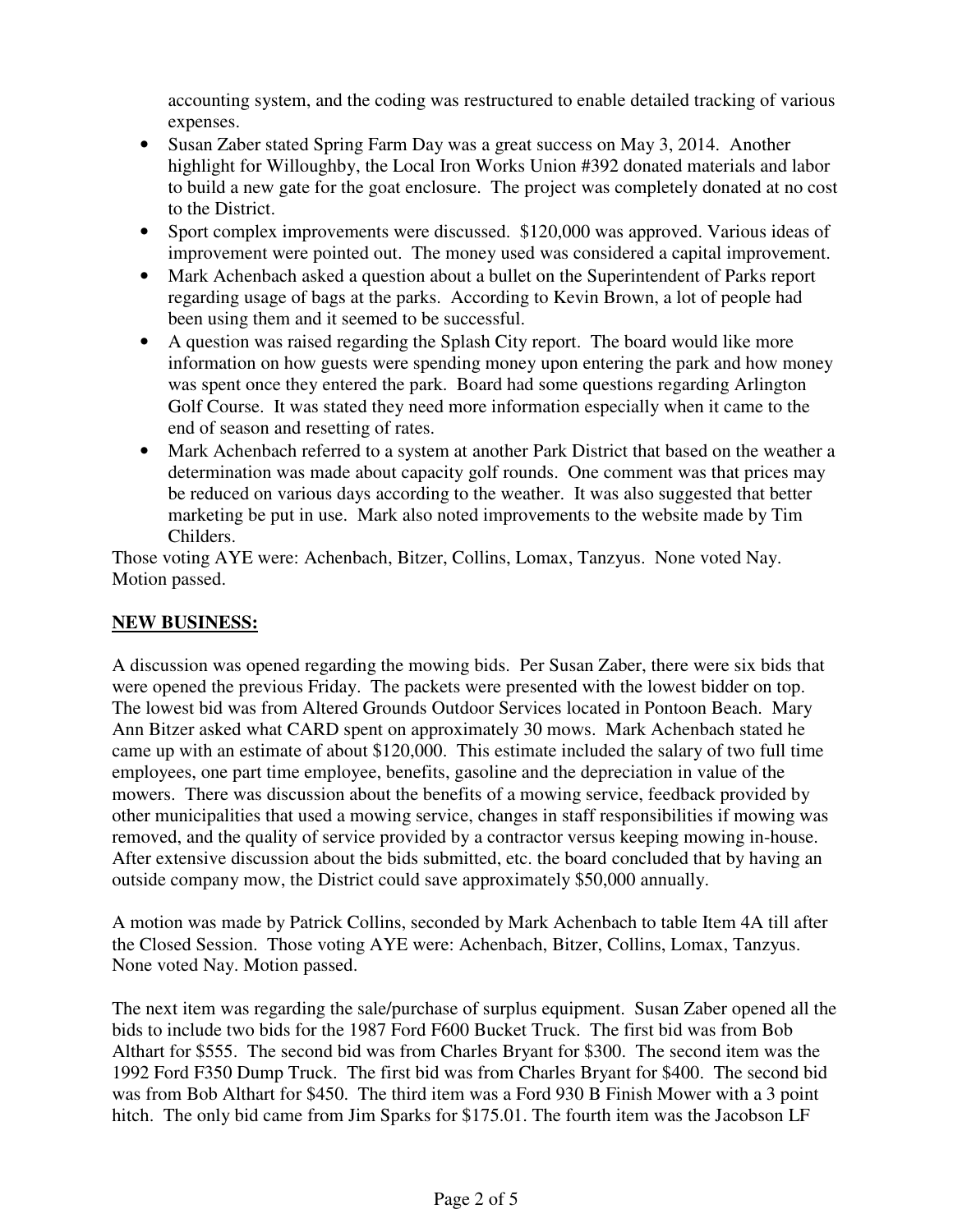accounting system, and the coding was restructured to enable detailed tracking of various expenses.

- Susan Zaber stated Spring Farm Day was a great success on May 3, 2014. Another highlight for Willoughby, the Local Iron Works Union #392 donated materials and labor to build a new gate for the goat enclosure. The project was completely donated at no cost to the District.
- Sport complex improvements were discussed. $120,000 was approved. Various ideas of improvement were pointed out. The money used was considered a capital improvement.
- Mark Achenbach asked a question about a bullet on the Superintendent of Parks report regarding usage of bags at the parks. According to Kevin Brown, a lot of people had been using them and it seemed to be successful.
- A question was raised regarding the Splash City report. The board would like more information on how guests were spending money upon entering the park and how money was spent once they entered the park. Board had some questions regarding Arlington Golf Course. It was stated they need more information especially when it came to the end of season and resetting of rates.
- Mark Achenbach referred to a system at another Park District that based on the weather a determination was made about capacity golf rounds. One comment was that prices may be reduced on various days according to the weather. It was also suggested that better marketing be put in use. Mark also noted improvements to the website made by Tim Childers.

Those voting AYE were: Achenbach, Bitzer, Collins, Lomax, Tanzyus. None voted Nay. Motion passed.

**NEW BUSINESS:**

A discussion was opened regarding the mowing bids. Per Susan Zaber, there were six bids that were opened the previous Friday. The packets were presented with the lowest bidder on top. The lowest bid was from Altered Grounds Outdoor Services located in Pontoon Beach. Mary Ann Bitzer asked what CARD spent on approximately 30 mows. Mark Achenbach stated he came up with an estimate of about $120,000. This estimate included the salary of two full time employees, one part time employee, benefits, gasoline and the depreciation in value of the mowers. There was discussion about the benefits of a mowing service, feedback provided by other municipalities that used a mowing service, changes in staff responsibilities if mowing was removed, and the quality of service provided by a contractor versus keeping mowing in-house. After extensive discussion about the bids submitted, etc. the board concluded that by having an outside company mow, the District could save approximately $50,000 annually.

A motion was made by Patrick Collins, seconded by Mark Achenbach to table Item 4A till after the Closed Session. Those voting AYE were: Achenbach, Bitzer, Collins, Lomax, Tanzyus. None voted Nay. Motion passed.

The next item was regarding the sale/purchase of surplus equipment. Susan Zaber opened all the bids to include two bids for the 1987 Ford F600 Bucket Truck. The first bid was from Bob Althart for $555. The second bid was from Charles Bryant for $300. The second item was the 1992 Ford F350 Dump Truck. The first bid was from Charles Bryant for $400. The second bid was from Bob Althart for $450. The third item was a Ford 930 B Finish Mower with a 3 point hitch. The only bid came from Jim Sparks for $175.01. The fourth item was the Jacobson LF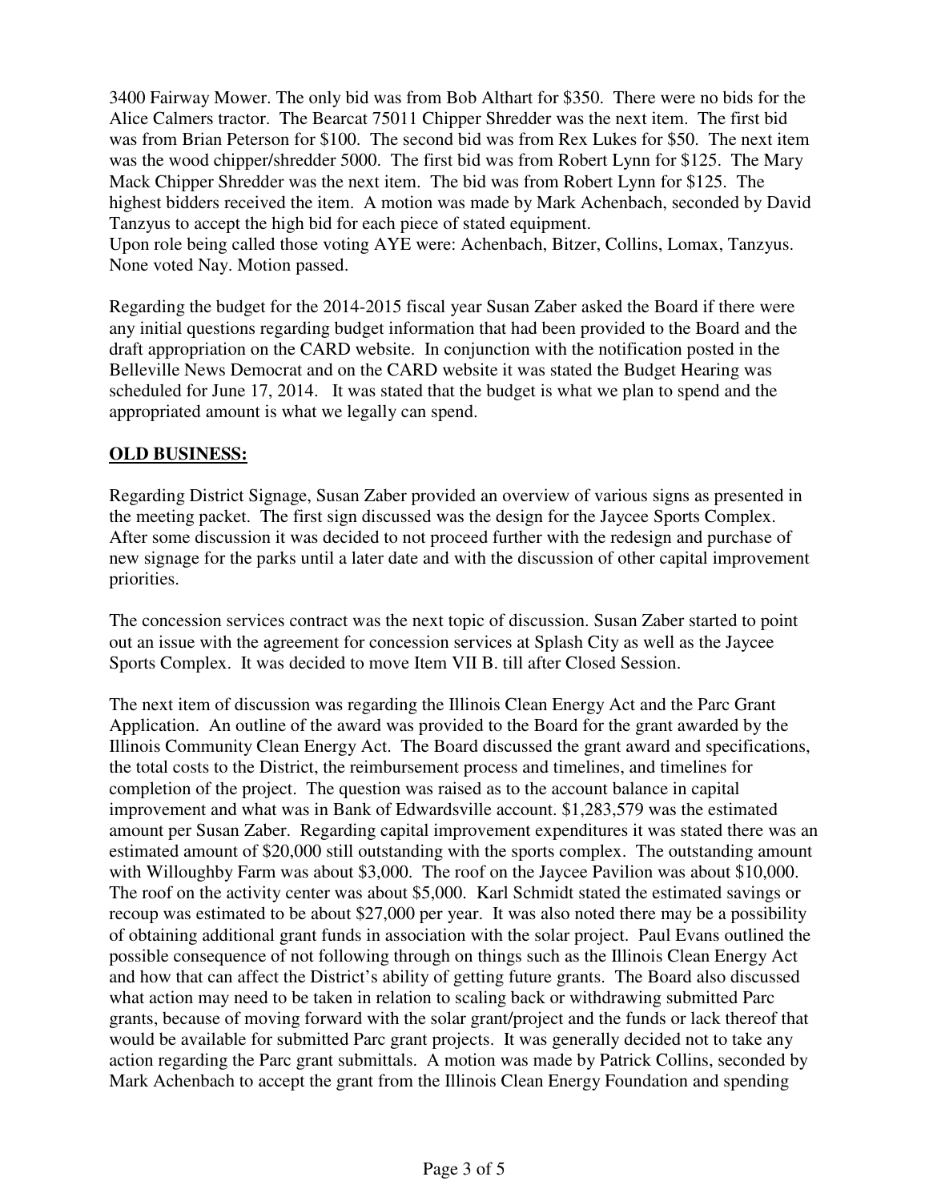3400 Fairway Mower. The only bid was from Bob Althart for $350. There were no bids for the Alice Calmers tractor. The Bearcat 75011 Chipper Shredder was the next item. The first bid was from Brian Peterson for $100. The second bid was from Rex Lukes for $50. The next item was the wood chipper/shredder 5000. The first bid was from Robert Lynn for $125. The Mary Mack Chipper Shredder was the next item. The bid was from Robert Lynn for $125. The highest bidders received the item. A motion was made by Mark Achenbach, seconded by David Tanzyus to accept the high bid for each piece of stated equipment.
Upon role being called those voting AYE were: Achenbach, Bitzer, Collins, Lomax, Tanzyus. None voted Nay. Motion passed.

Regarding the budget for the 2014-2015 fiscal year Susan Zaber asked the Board if there were any initial questions regarding budget information that had been provided to the Board and the draft appropriation on the CARD website. In conjunction with the notification posted in the Belleville News Democrat and on the CARD website it was stated the Budget Hearing was scheduled for June 17, 2014. It was stated that the budget is what we plan to spend and the appropriated amount is what we legally can spend.

**OLD BUSINESS:**

Regarding District Signage, Susan Zaber provided an overview of various signs as presented in the meeting packet. The first sign discussed was the design for the Jaycee Sports Complex. After some discussion it was decided to not proceed further with the redesign and purchase of new signage for the parks until a later date and with the discussion of other capital improvement priorities.

The concession services contract was the next topic of discussion. Susan Zaber started to point out an issue with the agreement for concession services at Splash City as well as the Jaycee Sports Complex. It was decided to move Item VII B. till after Closed Session.

The next item of discussion was regarding the Illinois Clean Energy Act and the Parc Grant Application. An outline of the award was provided to the Board for the grant awarded by the Illinois Community Clean Energy Act. The Board discussed the grant award and specifications, the total costs to the District, the reimbursement process and timelines, and timelines for completion of the project. The question was raised as to the account balance in capital improvement and what was in Bank of Edwardsville account. $1,283,579 was the estimated amount per Susan Zaber. Regarding capital improvement expenditures it was stated there was an estimated amount of $20,000 still outstanding with the sports complex. The outstanding amount with Willoughby Farm was about $3,000. The roof on the Jaycee Pavilion was about $10,000. The roof on the activity center was about $5,000. Karl Schmidt stated the estimated savings or recoup was estimated to be about $27,000 per year. It was also noted there may be a possibility of obtaining additional grant funds in association with the solar project. Paul Evans outlined the possible consequence of not following through on things such as the Illinois Clean Energy Act and how that can affect the District's ability of getting future grants. The Board also discussed what action may need to be taken in relation to scaling back or withdrawing submitted Parc grants, because of moving forward with the solar grant/project and the funds or lack thereof that would be available for submitted Parc grant projects. It was generally decided not to take any action regarding the Parc grant submittals. A motion was made by Patrick Collins, seconded by Mark Achenbach to accept the grant from the Illinois Clean Energy Foundation and spending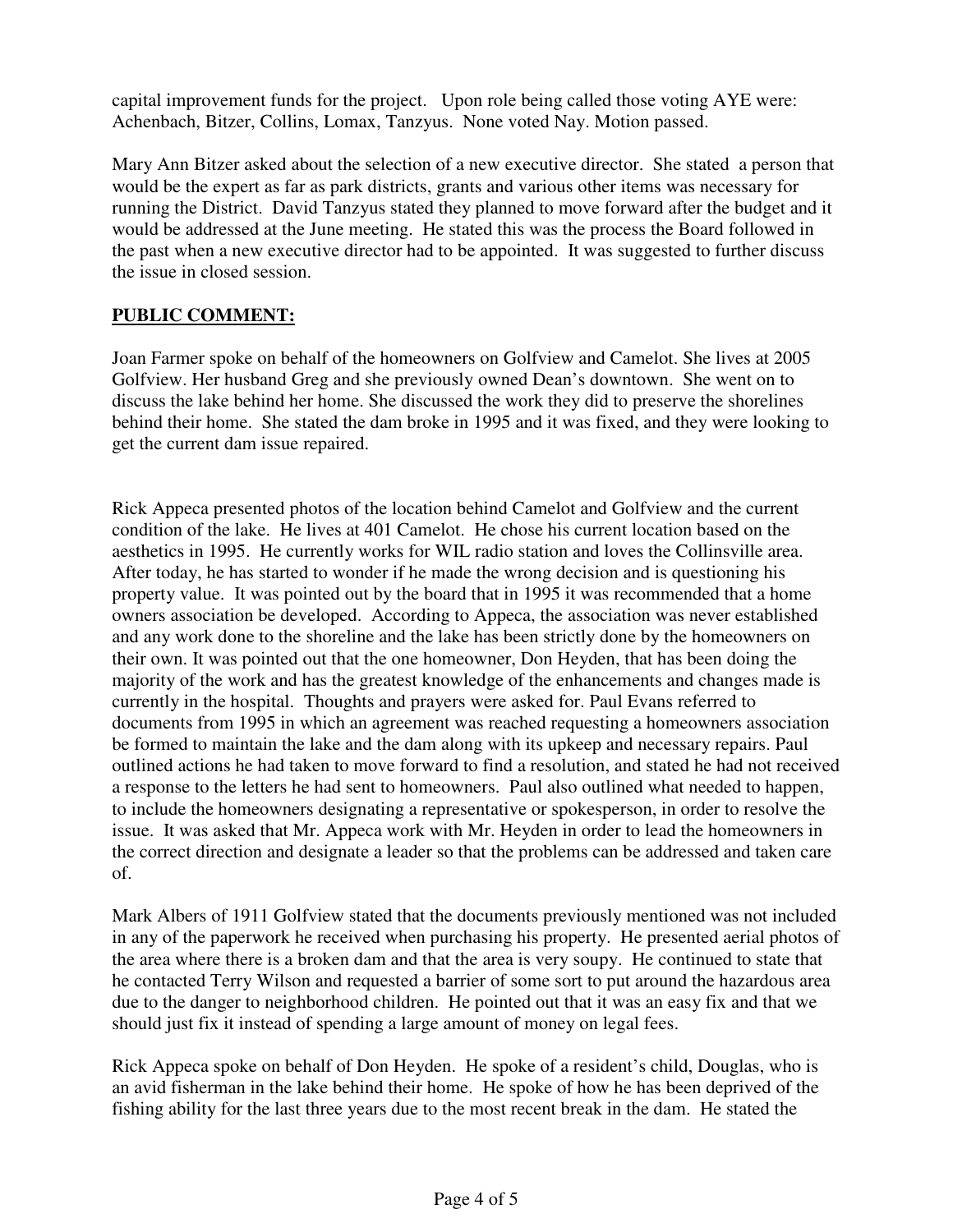capital improvement funds for the project. Upon role being called those voting AYE were: Achenbach, Bitzer, Collins, Lomax, Tanzyus. None voted Nay. Motion passed.

Mary Ann Bitzer asked about the selection of a new executive director. She stated a person that would be the expert as far as park districts, grants and various other items was necessary for running the District. David Tanzyus stated they planned to move forward after the budget and it would be addressed at the June meeting. He stated this was the process the Board followed in the past when a new executive director had to be appointed. It was suggested to further discuss the issue in closed session.

**PUBLIC COMMENT:**

Joan Farmer spoke on behalf of the homeowners on Golfview and Camelot. She lives at 2005 Golfview. Her husband Greg and she previously owned Dean's downtown. She went on to discuss the lake behind her home. She discussed the work they did to preserve the shorelines behind their home. She stated the dam broke in 1995 and it was fixed, and they were looking to get the current dam issue repaired.

Rick Appeca presented photos of the location behind Camelot and Golfview and the current condition of the lake. He lives at 401 Camelot. He chose his current location based on the aesthetics in 1995. He currently works for WIL radio station and loves the Collinsville area. After today, he has started to wonder if he made the wrong decision and is questioning his property value. It was pointed out by the board that in 1995 it was recommended that a home owners association be developed. According to Appeca, the association was never established and any work done to the shoreline and the lake has been strictly done by the homeowners on their own. It was pointed out that the one homeowner, Don Heyden, that has been doing the majority of the work and has the greatest knowledge of the enhancements and changes made is currently in the hospital. Thoughts and prayers were asked for. Paul Evans referred to documents from 1995 in which an agreement was reached requesting a homeowners association be formed to maintain the lake and the dam along with its upkeep and necessary repairs. Paul outlined actions he had taken to move forward to find a resolution, and stated he had not received a response to the letters he had sent to homeowners. Paul also outlined what needed to happen, to include the homeowners designating a representative or spokesperson, in order to resolve the issue. It was asked that Mr. Appeca work with Mr. Heyden in order to lead the homeowners in the correct direction and designate a leader so that the problems can be addressed and taken care of.

Mark Albers of 1911 Golfview stated that the documents previously mentioned was not included in any of the paperwork he received when purchasing his property. He presented aerial photos of the area where there is a broken dam and that the area is very soupy. He continued to state that he contacted Terry Wilson and requested a barrier of some sort to put around the hazardous area due to the danger to neighborhood children. He pointed out that it was an easy fix and that we should just fix it instead of spending a large amount of money on legal fees.

Rick Appeca spoke on behalf of Don Heyden. He spoke of a resident's child, Douglas, who is an avid fisherman in the lake behind their home. He spoke of how he has been deprived of the fishing ability for the last three years due to the most recent break in the dam. He stated the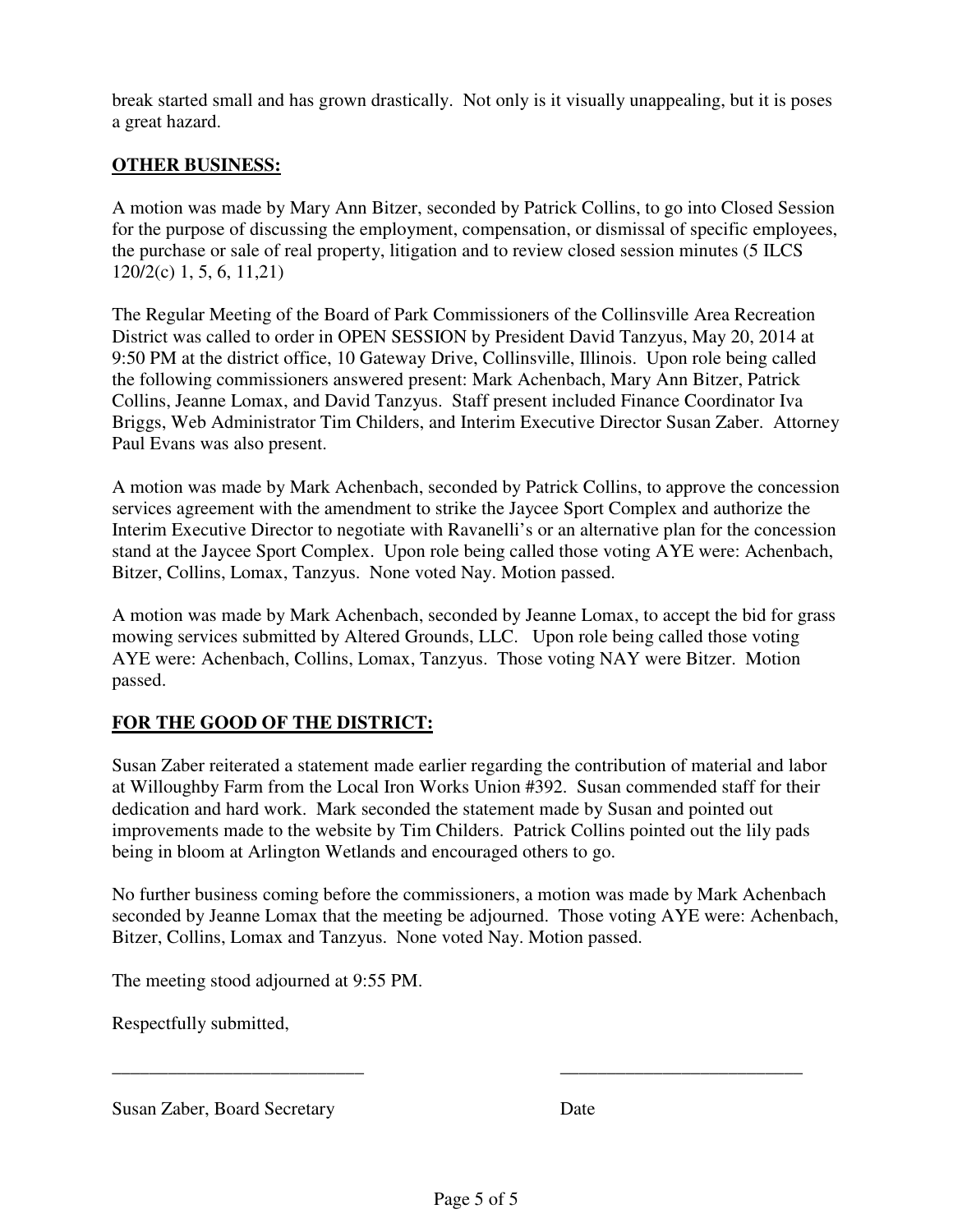break started small and has grown drastically. Not only is it visually unappealing, but it is poses a great hazard.

**OTHER BUSINESS:**

A motion was made by Mary Ann Bitzer, seconded by Patrick Collins, to go into Closed Session for the purpose of discussing the employment, compensation, or dismissal of specific employees, the purchase or sale of real property, litigation and to review closed session minutes (5 ILCS 120/2(c) 1, 5, 6, 11,21)

The Regular Meeting of the Board of Park Commissioners of the Collinsville Area Recreation District was called to order in OPEN SESSION by President David Tanzyus, May 20, 2014 at 9:50 PM at the district office, 10 Gateway Drive, Collinsville, Illinois. Upon role being called the following commissioners answered present: Mark Achenbach, Mary Ann Bitzer, Patrick Collins, Jeanne Lomax, and David Tanzyus. Staff present included Finance Coordinator Iva Briggs, Web Administrator Tim Childers, and Interim Executive Director Susan Zaber. Attorney Paul Evans was also present.

A motion was made by Mark Achenbach, seconded by Patrick Collins, to approve the concession services agreement with the amendment to strike the Jaycee Sport Complex and authorize the Interim Executive Director to negotiate with Ravanelli's or an alternative plan for the concession stand at the Jaycee Sport Complex. Upon role being called those voting AYE were: Achenbach, Bitzer, Collins, Lomax, Tanzyus. None voted Nay. Motion passed.

A motion was made by Mark Achenbach, seconded by Jeanne Lomax, to accept the bid for grass mowing services submitted by Altered Grounds, LLC. Upon role being called those voting AYE were: Achenbach, Collins, Lomax, Tanzyus. Those voting NAY were Bitzer. Motion passed.

**FOR THE GOOD OF THE DISTRICT:**

Susan Zaber reiterated a statement made earlier regarding the contribution of material and labor at Willoughby Farm from the Local Iron Works Union #392. Susan commended staff for their dedication and hard work. Mark seconded the statement made by Susan and pointed out improvements made to the website by Tim Childers. Patrick Collins pointed out the lily pads being in bloom at Arlington Wetlands and encouraged others to go.

No further business coming before the commissioners, a motion was made by Mark Achenbach seconded by Jeanne Lomax that the meeting be adjourned. Those voting AYE were: Achenbach, Bitzer, Collins, Lomax and Tanzyus. None voted Nay. Motion passed.

The meeting stood adjourned at 9:55 PM.

Respectfully submitted,

\_\_\_\_\_\_\_\_\_\_\_\_\_\_\_\_\_\_\_\_\_\_\_\_\_\_\_\_ \_\_\_\_\_\_\_\_\_\_\_\_\_\_\_\_\_\_\_\_\_\_\_\_\_\_\_

Susan Zaber, Board Secretary Date